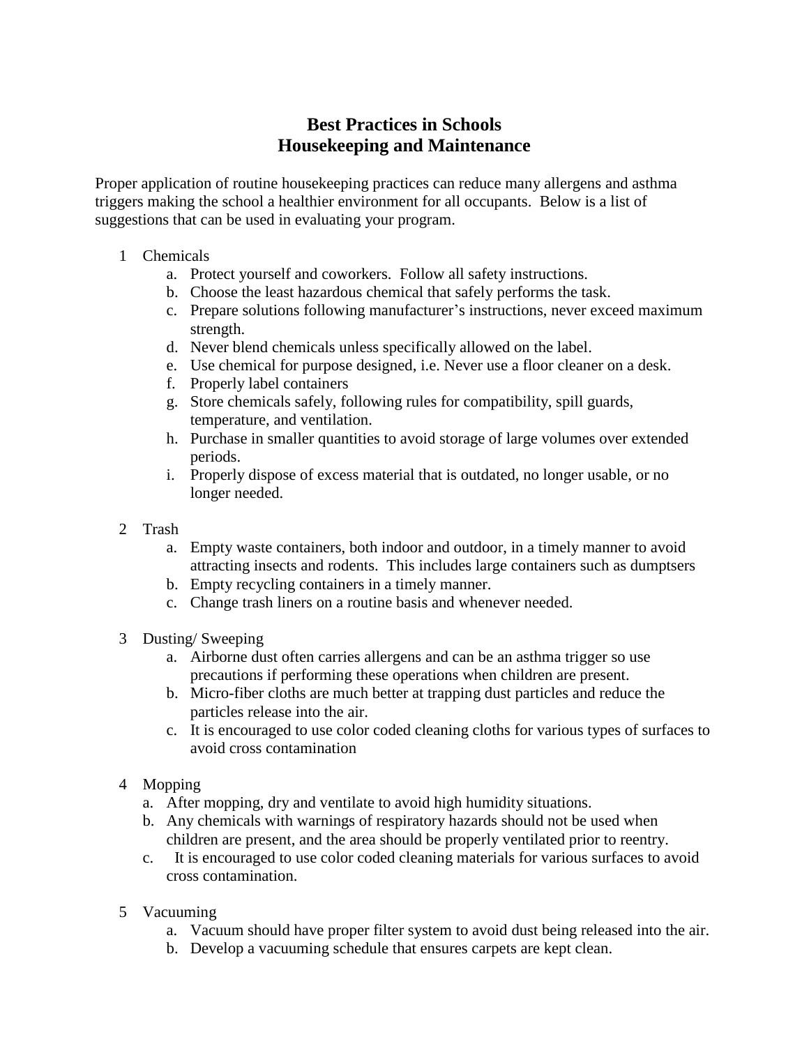# Best Practices in Schools
## Housekeeping and Maintenance

Proper application of routine housekeeping practices can reduce many allergens and asthma triggers making the school a healthier environment for all occupants. Below is a list of suggestions that can be used in evaluating your program.

1 Chemicals
   a. Protect yourself and coworkers. Follow all safety instructions.
   b. Choose the least hazardous chemical that safely performs the task.
   c. Prepare solutions following manufacturer's instructions, never exceed maximum strength.
   d. Never blend chemicals unless specifically allowed on the label.
   e. Use chemical for purpose designed, i.e. Never use a floor cleaner on a desk.
   f. Properly label containers
   g. Store chemicals safely, following rules for compatibility, spill guards, temperature, and ventilation.
   h. Purchase in smaller quantities to avoid storage of large volumes over extended periods.
   i. Properly dispose of excess material that is outdated, no longer usable, or no longer needed.

2 Trash
   a. Empty waste containers, both indoor and outdoor, in a timely manner to avoid attracting insects and rodents. This includes large containers such as dumptsers
   b. Empty recycling containers in a timely manner.
   c. Change trash liners on a routine basis and whenever needed.

3 Dusting/ Sweeping
   a. Airborne dust often carries allergens and can be an asthma trigger so use precautions if performing these operations when children are present.
   b. Micro-fiber cloths are much better at trapping dust particles and reduce the particles release into the air.
   c. It is encouraged to use color coded cleaning cloths for various types of surfaces to avoid cross contamination

4 Mopping
   a. After mopping, dry and ventilate to avoid high humidity situations.
   b. Any chemicals with warnings of respiratory hazards should not be used when children are present, and the area should be properly ventilated prior to reentry.
   c. It is encouraged to use color coded cleaning materials for various surfaces to avoid cross contamination.

5 Vacuuming
   a. Vacuum should have proper filter system to avoid dust being released into the air.
   b. Develop a vacuuming schedule that ensures carpets are kept clean.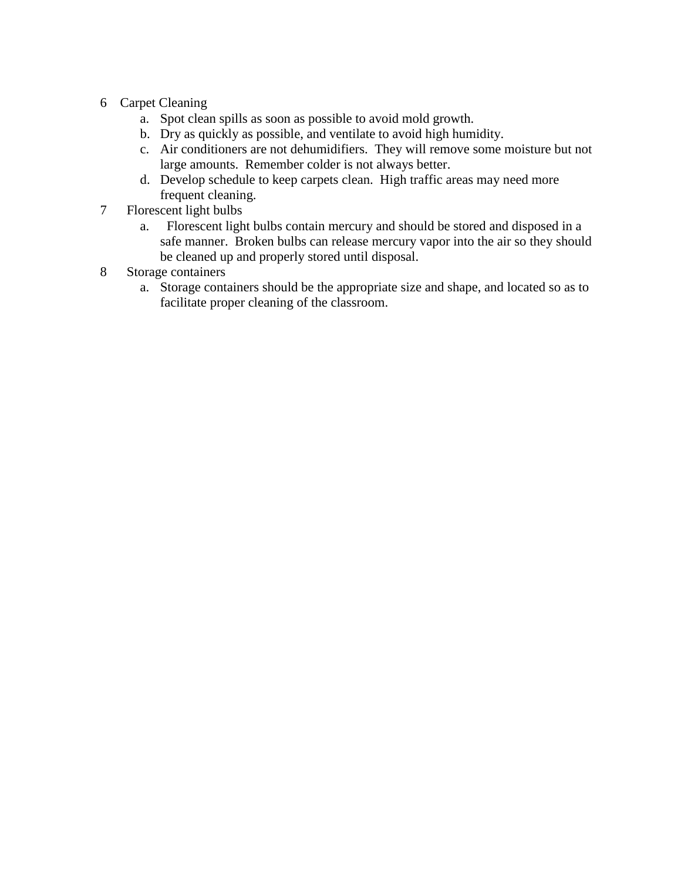6 Carpet Cleaning
   a. Spot clean spills as soon as possible to avoid mold growth.
   b. Dry as quickly as possible, and ventilate to avoid high humidity.
   c. Air conditioners are not dehumidifiers. They will remove some moisture but not large amounts. Remember colder is not always better.
   d. Develop schedule to keep carpets clean. High traffic areas may need more frequent cleaning.

7 Florescent light bulbs
   a. Florescent light bulbs contain mercury and should be stored and disposed in a safe manner. Broken bulbs can release mercury vapor into the air so they should be cleaned up and properly stored until disposal.

8 Storage containers
   a. Storage containers should be the appropriate size and shape, and located so as to facilitate proper cleaning of the classroom.